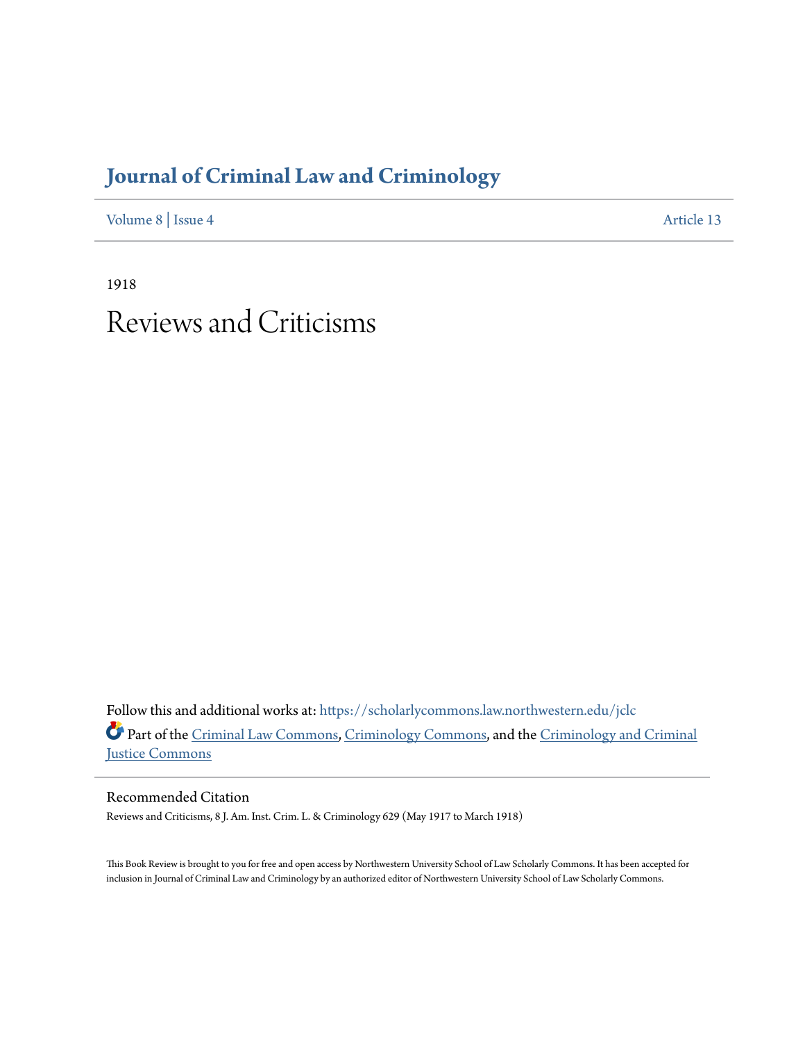# Journal of Criminal Law and Criminology

Volume 8 | Issue 4 Article 13

1918

# Reviews and Criticisms

Follow this and additional works at: https://scholarlycommons.law.northwestern.edu/jclc

Part of the Criminal Law Commons, Criminology Commons, and the Criminology and Criminal Justice Commons

## Recommended Citation

Reviews and Criticisms, 8 J. Am. Inst. Crim. L. & Criminology 629 (May 1917 to March 1918)

This Book Review is brought to you for free and open access by Northwestern University School of Law Scholarly Commons. It has been accepted for inclusion in Journal of Criminal Law and Criminology by an authorized editor of Northwestern University School of Law Scholarly Commons.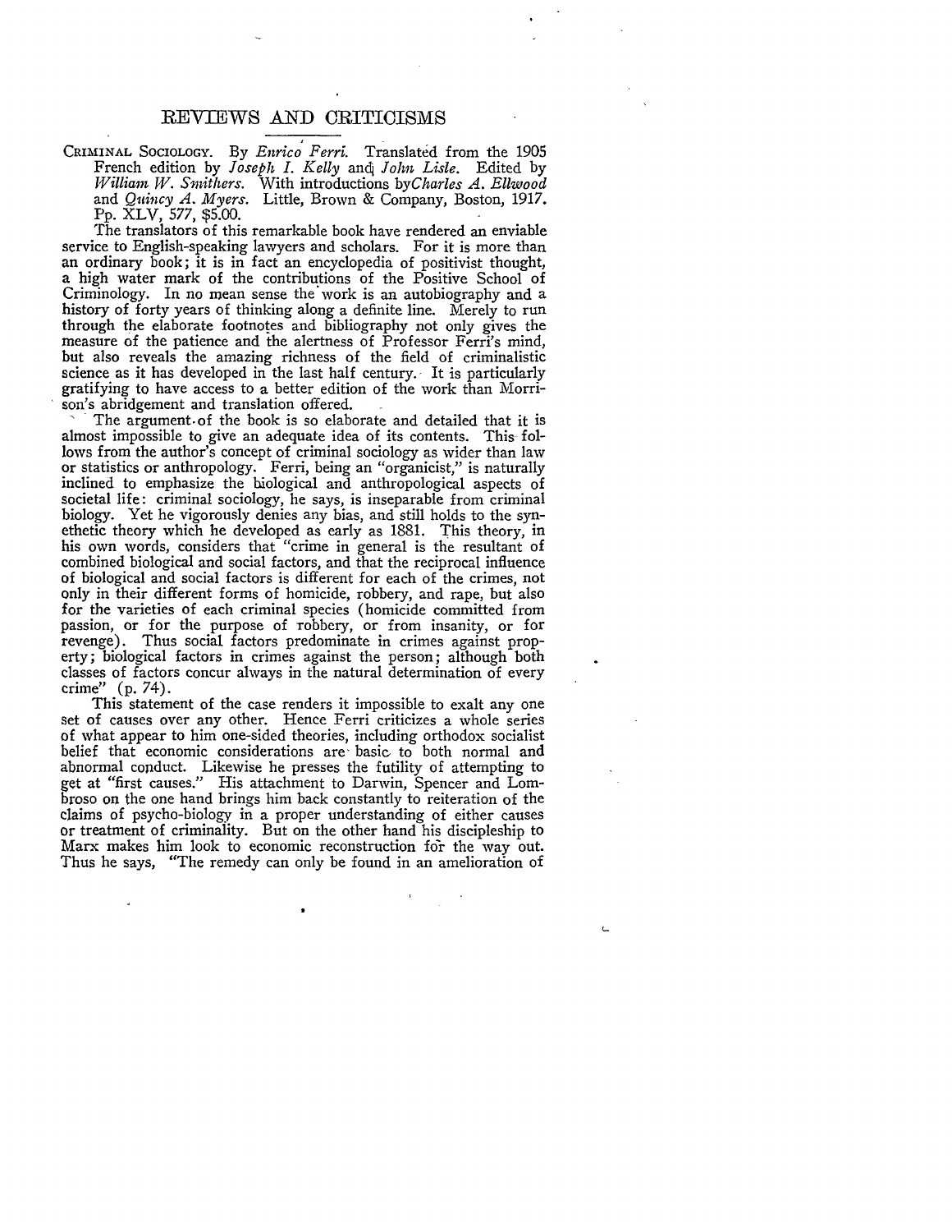## REVIEWS AND CRITICISMS

CRIMINAL SOCIOLOGY. By *Enrico Ferri*. Translated from the 1905 French edition by *Joseph I. Kelly* and *John Lisle*. Edited by *William W. Smithers*. With introductions by *Charles A. Ellwood* and *Quincy A. Myers*. Little, Brown & Company, Boston, 1917. Pp. XLV, 577, $5.00.

The translators of this remarkable book have rendered an enviable service to English-speaking lawyers and scholars. For it is more than an ordinary book; it is in fact an encyclopedia of positivist thought, a high water mark of the contributions of the Positive School of Criminology. In no mean sense the work is an autobiography and a history of forty years of thinking along a definite line. Merely to run through the elaborate footnotes and bibliography not only gives the measure of the patience and the alertness of Professor Ferri's mind, but also reveals the amazing richness of the field of criminalistic science as it has developed in the last half century. It is particularly gratifying to have access to a better edition of the work than Morrison's abridgement and translation offered.

The argument of the book is so elaborate and detailed that it is almost impossible to give an adequate idea of its contents. This follows from the author's concept of criminal sociology as wider than law or statistics or anthropology. Ferri, being an "organicist," is naturally inclined to emphasize the biological and anthropological aspects of societal life: criminal sociology, he says, is inseparable from criminal biology. Yet he vigorously denies any bias, and still holds to the synthetic theory which he developed as early as 1881. This theory, in his own words, considers that "crime in general is the resultant of combined biological and social factors, and that the reciprocal influence of biological and social factors is different for each of the crimes, not only in their different forms of homicide, robbery, and rape, but also for the varieties of each criminal species (homicide committed from passion, or for the purpose of robbery, or from insanity, or for revenge). Thus social factors predominate in crimes against property; biological factors in crimes against the person; although both classes of factors concur always in the natural determination of every crime" (p. 74).

This statement of the case renders it impossible to exalt any one set of causes over any other. Hence Ferri criticizes a whole series of what appear to him one-sided theories, including orthodox socialist belief that economic considerations are basic to both normal and abnormal conduct. Likewise he presses the futility of attempting to get at "first causes." His attachment to Darwin, Spencer and Lombroso on the one hand brings him back constantly to reiteration of the claims of psycho-biology in a proper understanding of either causes or treatment of criminality. But on the other hand his discipleship to Marx makes him look to economic reconstruction for the way out. Thus he says, "The remedy can only be found in an amelioration of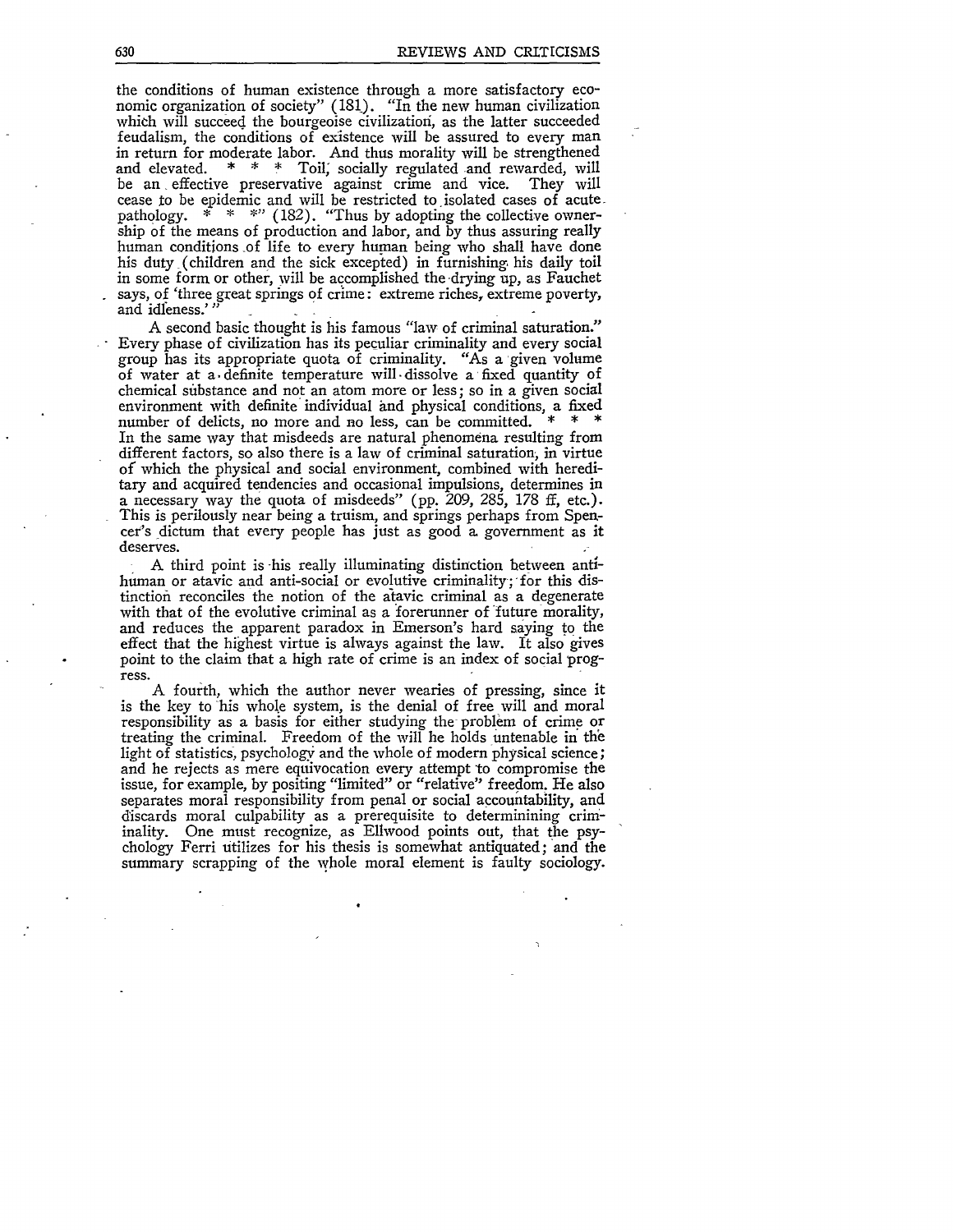the conditions of human existence through a more satisfactory economic organization of society" (181). "In the new human civilization which will succeed the bourgeoise civilization, as the latter succeeded feudalism, the conditions of existence will be assured to every man in return for moderate labor. And thus morality will be strengthened and elevated. * * * Toil, socially regulated and rewarded, will be an effective preservative against crime and vice. They will cease to be epidemic and will be restricted to isolated cases of acute pathology. * * *" (182). "Thus by adopting the collective ownership of the means of production and labor, and by thus assuring really human conditions of life to every human being who shall have done his duty (children and the sick excepted) in furnishing his daily toil in some form or other, will be accomplished the drying up, as Fauchet says, of 'three great springs of crime: extreme riches, extreme poverty, and idleness.'"

A second basic thought is his famous "law of criminal saturation." Every phase of civilization has its peculiar criminality and every social group has its appropriate quota of criminality. "As a given volume of water at a definite temperature will dissolve a fixed quantity of chemical substance and not an atom more or less; so in a given social environment with definite individual and physical conditions, a fixed number of delicts, no more and no less, can be committed. * * * In the same way that misdeeds are natural phenomena resulting from different factors, so also there is a law of criminal saturation, in virtue of which the physical and social environment, combined with hereditary and acquired tendencies and occasional impulsions, determines in a necessary way the quota of misdeeds" (pp. 209, 285, 178 ff, etc.). This is perilously near being a truism, and springs perhaps from Spencer's dictum that every people has just as good a government as it deserves.

A third point is his really illuminating distinction between antihuman or atavic and anti-social or evolutive criminality; for this distinction reconciles the notion of the atavic criminal as a degenerate with that of the evolutive criminal as a forerunner of future morality, and reduces the apparent paradox in Emerson's hard saying to the effect that the highest virtue is always against the law. It also gives point to the claim that a high rate of crime is an index of social progress.

A fourth, which the author never wearies of pressing, since it is the key to his whole system, is the denial of free will and moral responsibility as a basis for either studying the problem of crime or treating the criminal. Freedom of the will he holds untenable in the light of statistics, psychology and the whole of modern physical science; and he rejects as mere equivocation every attempt to compromise the issue, for example, by positing "limited" or "relative" freedom. He also separates moral responsibility from penal or social accountability, and discards moral culpability as a prerequisite to determinining criminality. One must recognize, as Ellwood points out, that the psychology Ferri utilizes for his thesis is somewhat antiquated; and the summary scrapping of the whole moral element is faulty sociology.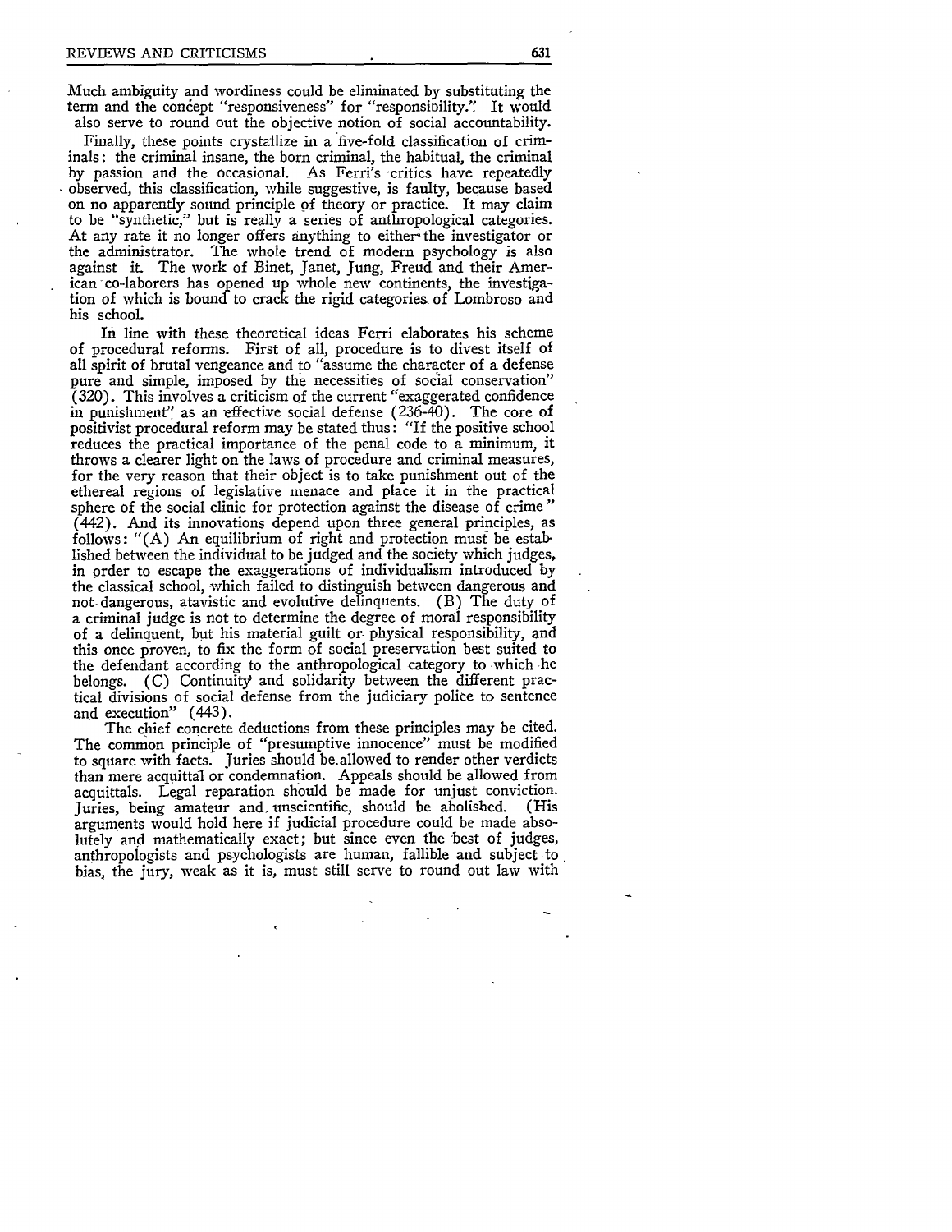Much ambiguity and wordiness could be eliminated by substituting the term and the concept "responsiveness" for "responsibility." It would also serve to round out the objective notion of social accountability.

Finally, these points crystallize in a five-fold classification of criminals: the criminal insane, the born criminal, the habitual, the criminal by passion and the occasional. As Ferri's critics have repeatedly observed, this classification, while suggestive, is faulty, because based on no apparently sound principle of theory or practice. It may claim to be "synthetic," but is really a series of anthropological categories. At any rate it no longer offers anything to either the investigator or the administrator. The whole trend of modern psychology is also against it. The work of Binet, Janet, Jung, Freud and their American co-laborers has opened up whole new continents, the investigation of which is bound to crack the rigid categories of Lombroso and his school.

In line with these theoretical ideas Ferri elaborates his scheme of procedural reforms. First of all, procedure is to divest itself of all spirit of brutal vengeance and to "assume the character of a defense pure and simple, imposed by the necessities of social conservation" (320). This involves a criticism of the current "exaggerated confidence in punishment" as an effective social defense (236-40). The core of positivist procedural reform may be stated thus: "If the positive school reduces the practical importance of the penal code to a minimum, it throws a clearer light on the laws of procedure and criminal measures, for the very reason that their object is to take punishment out of the ethereal regions of legislative menace and place it in the practical sphere of the social clinic for protection against the disease of crime" (442). And its innovations depend upon three general principles, as follows: "(A) An equilibrium of right and protection must be established between the individual to be judged and the society which judges, in order to escape the exaggerations of individualism introduced by the classical school, which failed to distinguish between dangerous and not dangerous, atavistic and evolutive delinquents. (B) The duty of a criminal judge is not to determine the degree of moral responsibility of a delinquent, but his material guilt or physical responsibility, and this once proven, to fix the form of social preservation best suited to the defendant according to the anthropological category to which he belongs. (C) Continuity and solidarity between the different practical divisions of social defense from the judiciary police to sentence and execution" (443).

The chief concrete deductions from these principles may be cited. The common principle of "presumptive innocence" must be modified to square with facts. Juries should be allowed to render other verdicts than mere acquittal or condemnation. Appeals should be allowed from acquittals. Legal reparation should be made for unjust conviction. Juries, being amateur and unscientific, should be abolished. (His arguments would hold here if judicial procedure could be made absolutely and mathematically exact; but since even the best of judges, anthropologists and psychologists are human, fallible and subject to bias, the jury, weak as it is, must still serve to round out law with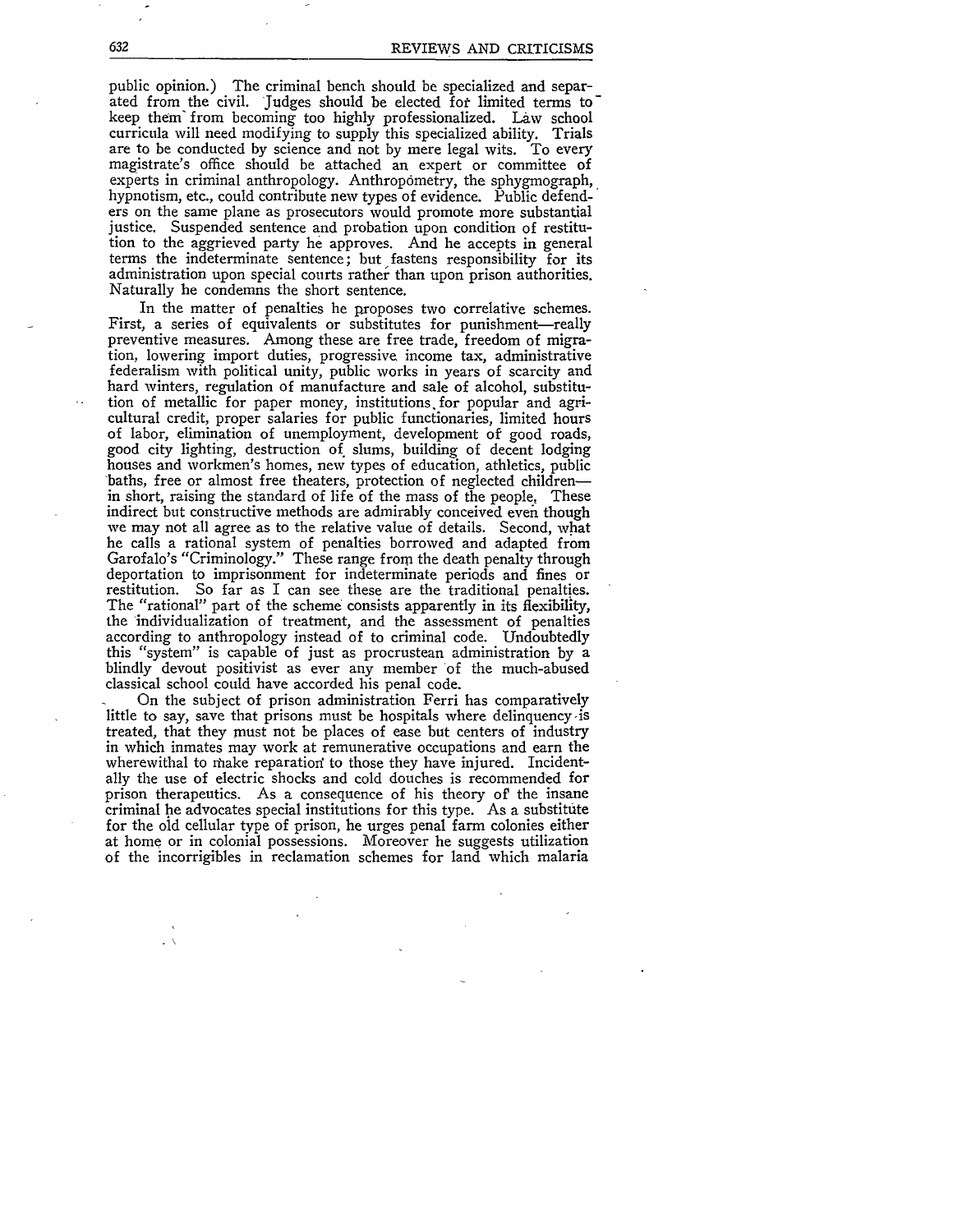public opinion.) The criminal bench should be specialized and separated from the civil. Judges should be elected for limited terms to keep them from becoming too highly professionalized. Law school curricula will need modifying to supply this specialized ability. Trials are to be conducted by science and not by mere legal wits. To every magistrate's office should be attached an expert or committee of experts in criminal anthropology. Anthropometry, the sphygmograph, hypnotism, etc., could contribute new types of evidence. Public defenders on the same plane as prosecutors would promote more substantial justice. Suspended sentence and probation upon condition of restitution to the aggrieved party he approves. And he accepts in general terms the indeterminate sentence; but fastens responsibility for its administration upon special courts rather than upon prison authorities. Naturally he condemns the short sentence.

In the matter of penalties he proposes two correlative schemes. First, a series of equivalents or substitutes for punishment—really preventive measures. Among these are free trade, freedom of migration, lowering import duties, progressive income tax, administrative federalism with political unity, public works in years of scarcity and hard winters, regulation of manufacture and sale of alcohol, substitution of metallic for paper money, institutions for popular and agricultural credit, proper salaries for public functionaries, limited hours of labor, elimination of unemployment, development of good roads, good city lighting, destruction of slums, building of decent lodging houses and workmen's homes, new types of education, athletics, public baths, free or almost free theaters, protection of neglected children—in short, raising the standard of life of the mass of the people. These indirect but constructive methods are admirably conceived even though we may not all agree as to the relative value of details. Second, what he calls a rational system of penalties borrowed and adapted from Garofalo's "Criminology." These range from the death penalty through deportation to imprisonment for indeterminate periods and fines or restitution. So far as I can see these are the traditional penalties. The "rational" part of the scheme consists apparently in its flexibility, the individualization of treatment, and the assessment of penalties according to anthropology instead of to criminal code. Undoubtedly this "system" is capable of just as procrustean administration by a blindly devout positivist as ever any member of the much-abused classical school could have accorded his penal code.

On the subject of prison administration Ferri has comparatively little to say, save that prisons must be hospitals where delinquency is treated, that they must not be places of ease but centers of industry in which inmates may work at remunerative occupations and earn the wherewithal to make reparation to those they have injured. Incidentally the use of electric shocks and cold douches is recommended for prison therapeutics. As a consequence of his theory of the insane criminal he advocates special institutions for this type. As a substitute for the old cellular type of prison, he urges penal farm colonies either at home or in colonial possessions. Moreover he suggests utilization of the incorrigibles in reclamation schemes for land which malaria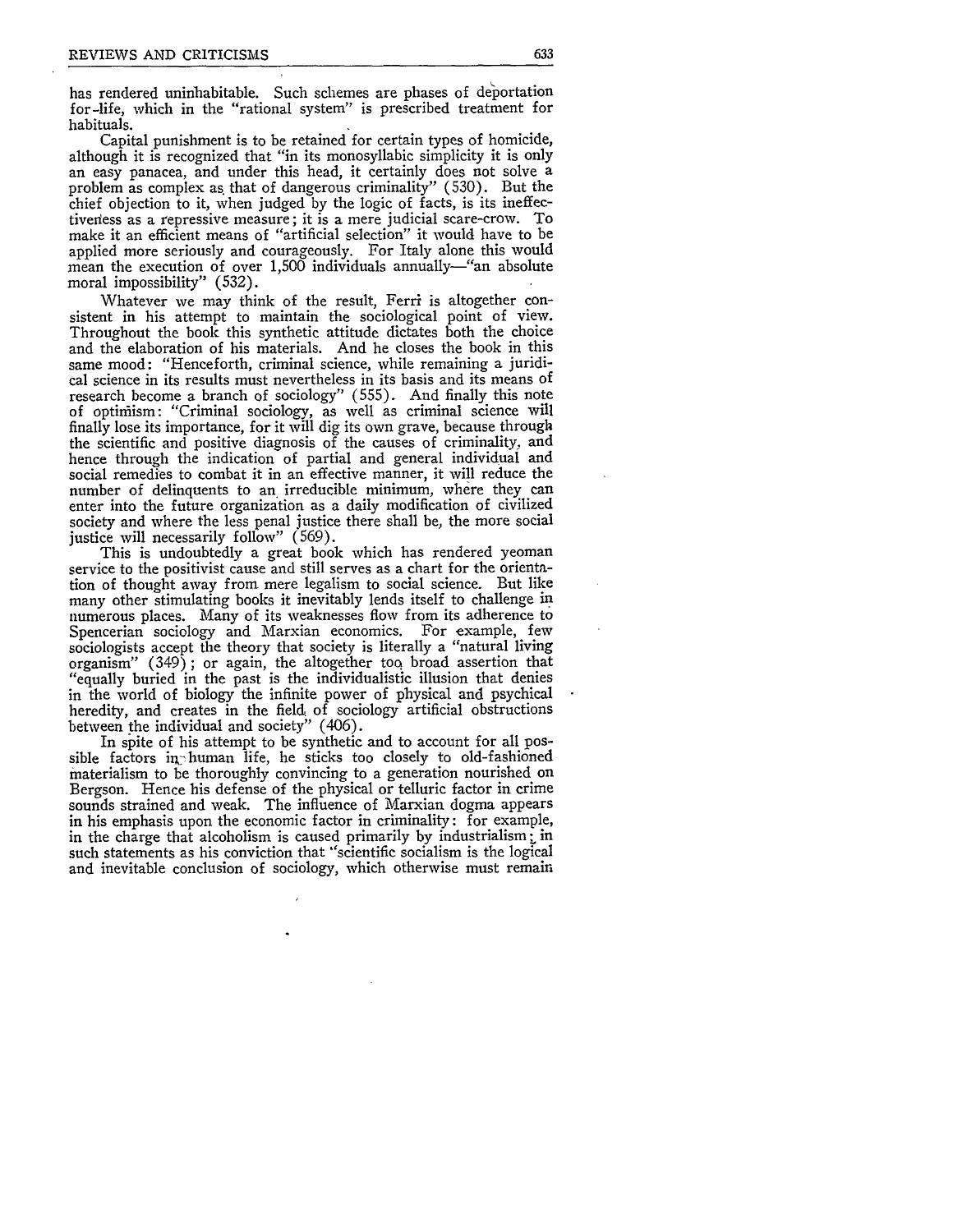has rendered uninhabitable. Such schemes are phases of deportation for-life, which in the "rational system" is prescribed treatment for habituals.

Capital punishment is to be retained for certain types of homicide, although it is recognized that "in its monosyllabic simplicity it is only an easy panacea, and under this head, it certainly does not solve a problem as complex as that of dangerous criminality" (530). But the chief objection to it, when judged by the logic of facts, is its ineffectiveness as a repressive measure; it is a mere judicial scare-crow. To make it an efficient means of "artificial selection" it would have to be applied more seriously and courageously. For Italy alone this would mean the execution of over 1,500 individuals annually—"an absolute moral impossibility" (532).

Whatever we may think of the result, Ferri is altogether consistent in his attempt to maintain the sociological point of view. Throughout the book this synthetic attitude dictates both the choice and the elaboration of his materials. And he closes the book in this same mood: "Henceforth, criminal science, while remaining a juridical science in its results must nevertheless in its basis and its means of research become a branch of sociology" (555). And finally this note of optimism: "Criminal sociology, as well as criminal science will finally lose its importance, for it will dig its own grave, because through the scientific and positive diagnosis of the causes of criminality, and hence through the indication of partial and general individual and social remedies to combat it in an effective manner, it will reduce the number of delinquents to an irreducible minimum, where they can enter into the future organization as a daily modification of civilized society and where the less penal justice there shall be, the more social justice will necessarily follow" (569).

This is undoubtedly a great book which has rendered yeoman service to the positivist cause and still serves as a chart for the orientation of thought away from mere legalism to social science. But like many other stimulating books it inevitably lends itself to challenge in numerous places. Many of its weaknesses flow from its adherence to Spencerian sociology and Marxian economics. For example, few sociologists accept the theory that society is literally a "natural living organism" (349); or again, the altogether too broad assertion that "equally buried in the past is the individualistic illusion that denies in the world of biology the infinite power of physical and psychical heredity, and creates in the field of sociology artificial obstructions between the individual and society" (406).

In spite of his attempt to be synthetic and to account for all possible factors in human life, he sticks too closely to old-fashioned materialism to be thoroughly convincing to a generation nourished on Bergson. Hence his defense of the physical or telluric factor in crime sounds strained and weak. The influence of Marxian dogma appears in his emphasis upon the economic factor in criminality: for example, in the charge that alcoholism is caused primarily by industrialism; in such statements as his conviction that "scientific socialism is the logical and inevitable conclusion of sociology, which otherwise must remain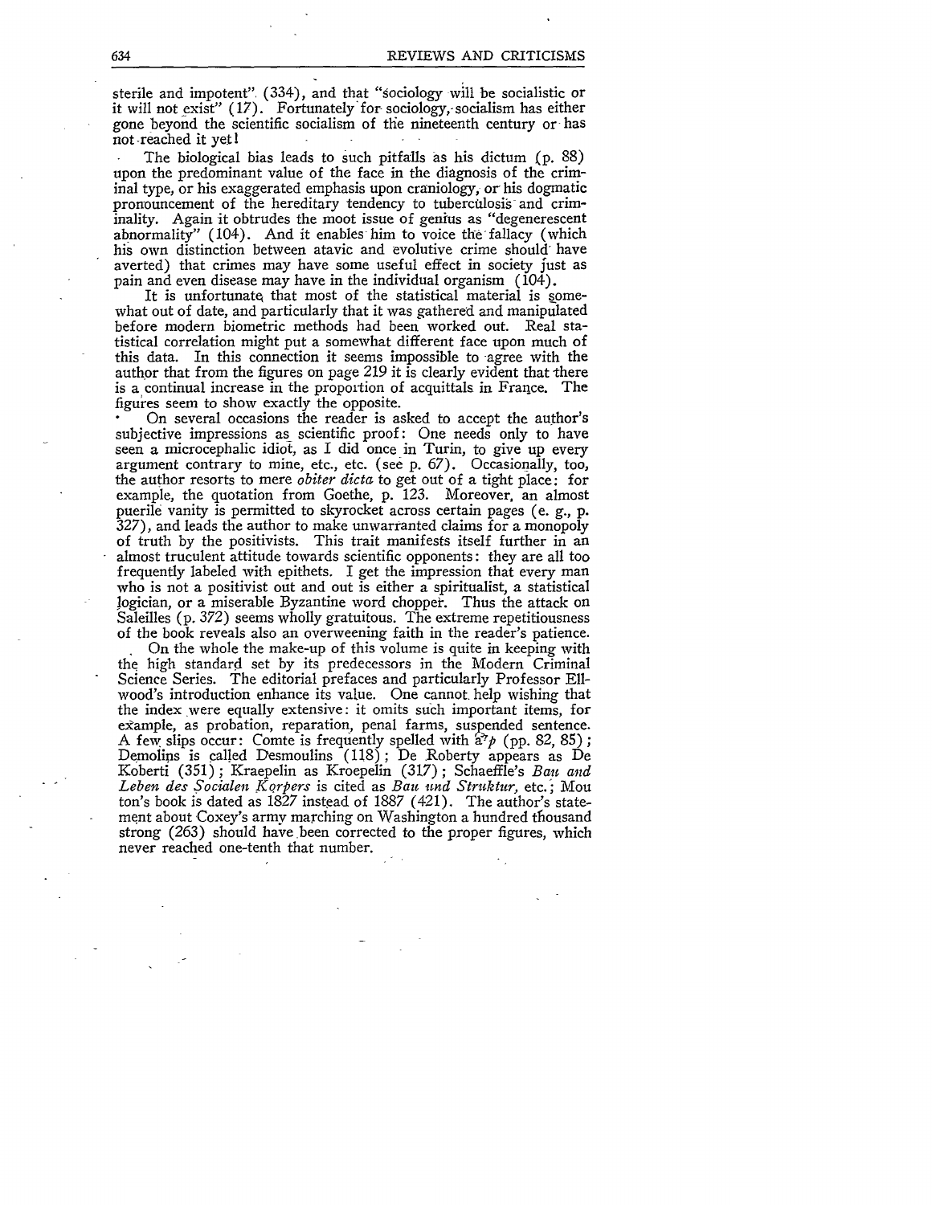sterile and impotent" (334), and that "sociology will be socialistic or it will not exist" (17). Fortunately for sociology, socialism has either gone beyond the scientific socialism of the nineteenth century or has not reached it yet!

The biological bias leads to such pitfalls as his dictum (p. 88) upon the predominant value of the face in the diagnosis of the criminal type, or his exaggerated emphasis upon craniology, or his dogmatic pronouncement of the hereditary tendency to tuberculosis and criminality. Again it obtrudes the moot issue of genius as "degenerescent abnormality" (104). And it enables him to voice the fallacy (which his own distinction between atavic and evolutive crime should have averted) that crimes may have some useful effect in society just as pain and even disease may have in the individual organism (104).

It is unfortunate that most of the statistical material is somewhat out of date, and particularly that it was gathered and manipulated before modern biometric methods had been worked out. Real statistical correlation might put a somewhat different face upon much of this data. In this connection it seems impossible to agree with the author that from the figures on page 219 it is clearly evident that there is a continual increase in the proportion of acquittals in France. The figures seem to show exactly the opposite.

On several occasions the reader is asked to accept the author's subjective impressions as scientific proof: One needs only to have seen a microcephalic idiot, as I did once in Turin, to give up every argument contrary to mine, etc., etc. (see p. 67). Occasionally, too, the author resorts to mere *obiter dicta* to get out of a tight place: for example, the quotation from Goethe, p. 123. Moreover, an almost puerile vanity is permitted to skyrocket across certain pages (e. g., p. 327), and leads the author to make unwarranted claims for a monopoly of truth by the positivists. This trait manifests itself further in an almost truculent attitude towards scientific opponents: they are all too frequently labeled with epithets. I get the impression that every man who is not a positivist out and out is either a spiritualist, a statistical logician, or a miserable Byzantine word chopper. Thus the attack on Saleilles (p. 372) seems wholly gratuitous. The extreme repetitiousness of the book reveals also an overweening faith in the reader's patience.

On the whole the make-up of this volume is quite in keeping with the high standard set by its predecessors in the Modern Criminal Science Series. The editorial prefaces and particularly Professor Ellwood's introduction enhance its value. One cannot help wishing that the index were equally extensive: it omits such important items, for example, as probation, reparation, penal farms, suspended sentence. A few slips occur: Comte is frequently spelled with a*?p* (pp. 82, 85); Demolins is called Desmoulins (118); De Roberty appears as De Koberti (351); Kraepelin as Kroepelin (317); Schaeffle's *Bau and Leben des Socialen Korpers* is cited as *Bau und Struktur,* etc.; Mouton's book is dated as 1827 instead of 1887 (421). The author's statement about Coxey's army marching on Washington a hundred thousand strong (263) should have been corrected to the proper figures, which never reached one-tenth that number.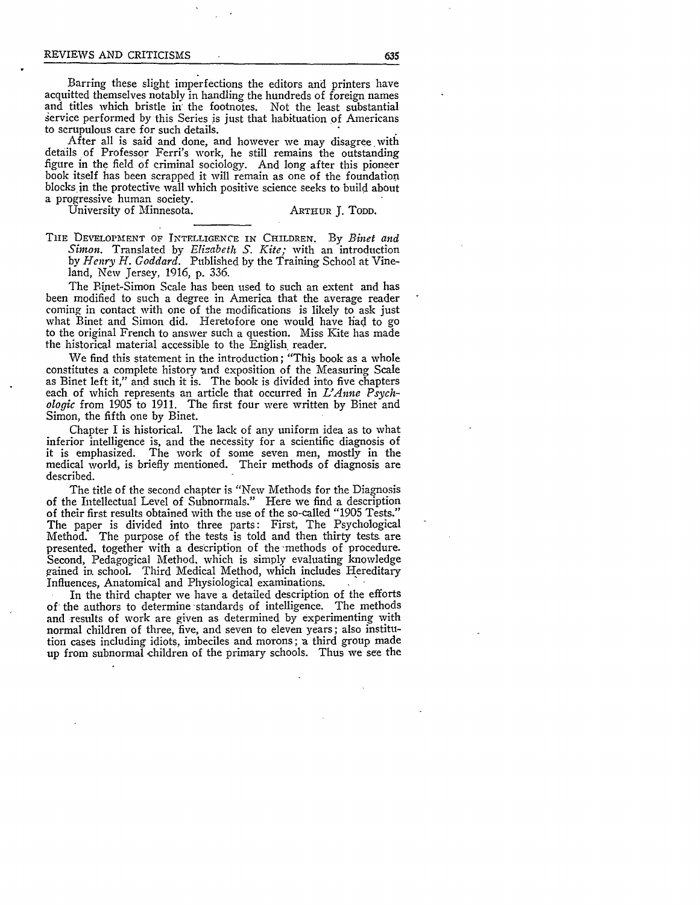Barring these slight imperfections the editors and printers have acquitted themselves notably in handling the hundreds of foreign names and titles which bristle in the footnotes. Not the least substantial service performed by this Series is just that habituation of Americans to scrupulous care for such details.

After all is said and done, and however we may disagree with details of Professor Ferri's work, he still remains the outstanding figure in the field of criminal sociology. And long after this pioneer book itself has been scrapped it will remain as one of the foundation blocks in the protective wall which positive science seeks to build about a progressive human society.

University of Minnesota. ARTHUR J. TODD.

---

THE DEVELOPMENT OF INTELLIGENCE IN CHILDREN. By *Binet and Simon*. Translated by *Elizabeth S. Kite;* with an introduction by *Henry H. Goddard*. Published by the Training School at Vineland, New Jersey, 1916, p. 336.

The Binet-Simon Scale has been used to such an extent and has been modified to such a degree in America that the average reader coming in contact with one of the modifications is likely to ask just what Binet and Simon did. Heretofore one would have had to go to the original French to answer such a question. Miss Kite has made the historical material accessible to the English reader.

We find this statement in the introduction; "This book as a whole constitutes a complete history and exposition of the Measuring Scale as Binet left it," and such it is. The book is divided into five chapters each of which represents an article that occurred in *L'Anne Psychologic* from 1905 to 1911. The first four were written by Binet and Simon, the fifth one by Binet.

Chapter I is historical. The lack of any uniform idea as to what inferior intelligence is, and the necessity for a scientific diagnosis of it is emphasized. The work of some seven men, mostly in the medical world, is briefly mentioned. Their methods of diagnosis are described.

The title of the second chapter is "New Methods for the Diagnosis of the Intellectual Level of Subnormals." Here we find a description of their first results obtained with the use of the so-called "1905 Tests." The paper is divided into three parts: First, The Psychological Method. The purpose of the tests is told and then thirty tests are presented, together with a description of the methods of procedure. Second, Pedagogical Method, which is simply evaluating knowledge gained in school. Third Medical Method, which includes Hereditary Influences, Anatomical and Physiological examinations.

In the third chapter we have a detailed description of the efforts of the authors to determine standards of intelligence. The methods and results of work are given as determined by experimenting with normal children of three, five, and seven to eleven years; also institution cases including idiots, imbeciles and morons; a third group made up from subnormal children of the primary schools. Thus we see the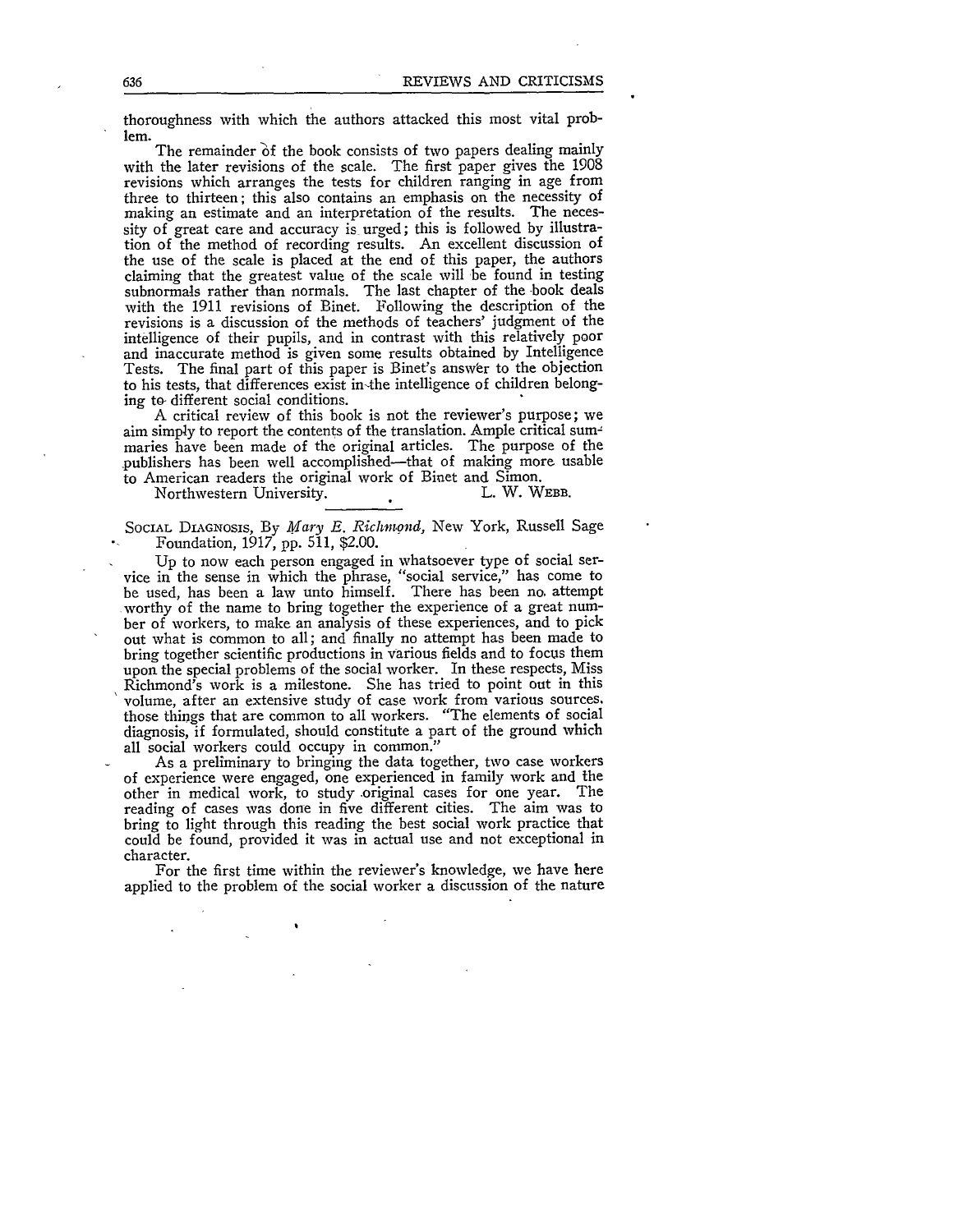thoroughness with which the authors attacked this most vital problem.

The remainder of the book consists of two papers dealing mainly with the later revisions of the scale. The first paper gives the 1908 revisions which arranges the tests for children ranging in age from three to thirteen; this also contains an emphasis on the necessity of making an estimate and an interpretation of the results. The necessity of great care and accuracy is urged; this is followed by illustration of the method of recording results. An excellent discussion of the use of the scale is placed at the end of this paper, the authors claiming that the greatest value of the scale will be found in testing subnormals rather than normals. The last chapter of the book deals with the 1911 revisions of Binet. Following the description of the revisions is a discussion of the methods of teachers' judgment of the intelligence of their pupils, and in contrast with this relatively poor and inaccurate method is given some results obtained by Intelligence Tests. The final part of this paper is Binet's answer to the objection to his tests, that differences exist in the intelligence of children belonging to different social conditions.

A critical review of this book is not the reviewer's purpose; we aim simply to report the contents of the translation. Ample critical summaries have been made of the original articles. The purpose of the publishers has been well accomplished—that of making more usable to American readers the original work of Binet and Simon.

Northwestern University. L. W. Webb.

---

Social Diagnosis, By *Mary E. Richmond*, New York, Russell Sage Foundation, 1917, pp. 511, $2.00.

Up to now each person engaged in whatsoever type of social service in the sense in which the phrase, "social service," has come to be used, has been a law unto himself. There has been no attempt worthy of the name to bring together the experience of a great number of workers, to make an analysis of these experiences, and to pick out what is common to all; and finally no attempt has been made to bring together scientific productions in various fields and to focus them upon the special problems of the social worker. In these respects, Miss Richmond's work is a milestone. She has tried to point out in this volume, after an extensive study of case work from various sources, those things that are common to all workers. "The elements of social diagnosis, if formulated, should constitute a part of the ground which all social workers could occupy in common."

As a preliminary to bringing the data together, two case workers of experience were engaged, one experienced in family work and the other in medical work, to study original cases for one year. The reading of cases was done in five different cities. The aim was to bring to light through this reading the best social work practice that could be found, provided it was in actual use and not exceptional in character.

For the first time within the reviewer's knowledge, we have here applied to the problem of the social worker a discussion of the nature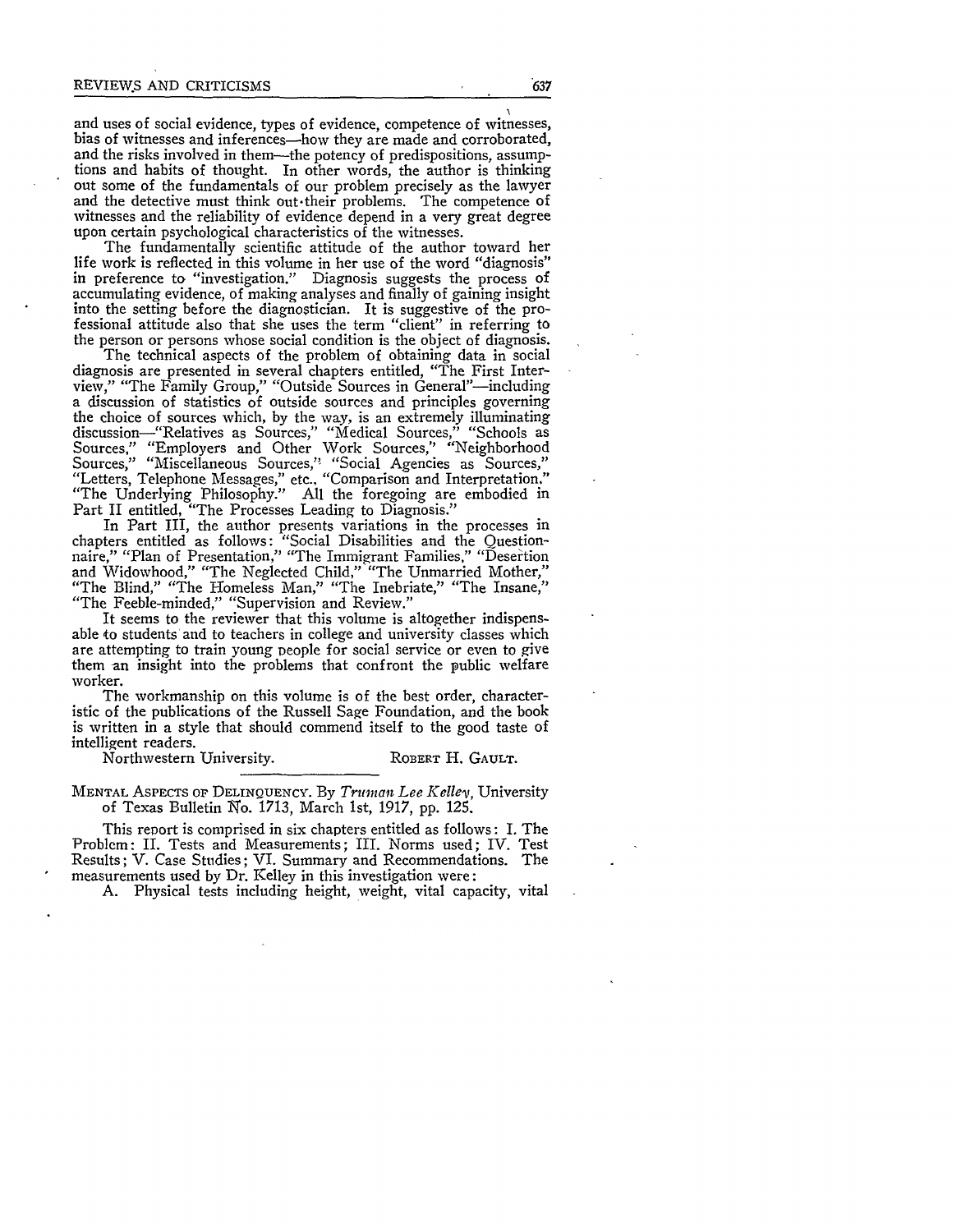and uses of social evidence, types of evidence, competence of witnesses, bias of witnesses and inferences—how they are made and corroborated, and the risks involved in them—the potency of predispositions, assumptions and habits of thought. In other words, the author is thinking out some of the fundamentals of our problem precisely as the lawyer and the detective must think out their problems. The competence of witnesses and the reliability of evidence depend in a very great degree upon certain psychological characteristics of the witnesses.

The fundamentally scientific attitude of the author toward her life work is reflected in this volume in her use of the word "diagnosis" in preference to "investigation." Diagnosis suggests the process of accumulating evidence, of making analyses and finally of gaining insight into the setting before the diagnostician. It is suggestive of the professional attitude also that she uses the term "client" in referring to the person or persons whose social condition is the object of diagnosis.

The technical aspects of the problem of obtaining data in social diagnosis are presented in several chapters entitled, "The First Interview," "The Family Group," "Outside Sources in General"—including a discussion of statistics of outside sources and principles governing the choice of sources which, by the way, is an extremely illuminating discussion—"Relatives as Sources," "Medical Sources," "Schools as Sources," "Employers and Other Work Sources," "Neighborhood Sources," "Miscellaneous Sources," "Social Agencies as Sources," "Letters, Telephone Messages," etc., "Comparison and Interpretation," "The Underlying Philosophy." All the foregoing are embodied in Part II entitled, "The Processes Leading to Diagnosis."

In Part III, the author presents variations in the processes in chapters entitled as follows: "Social Disabilities and the Questionnaire," "Plan of Presentation," "The Immigrant Families," "Desertion and Widowhood," "The Neglected Child," "The Unmarried Mother," "The Blind," "The Homeless Man," "The Inebriate," "The Insane," "The Feeble-minded," "Supervision and Review."

It seems to the reviewer that this volume is altogether indispensable to students and to teachers in college and university classes which are attempting to train young people for social service or even to give them an insight into the problems that confront the public welfare worker.

The workmanship on this volume is of the best order, characteristic of the publications of the Russell Sage Foundation, and the book is written in a style that should commend itself to the good taste of intelligent readers.

Northwestern University. ROBERT H. GAULT.

---

MENTAL ASPECTS OF DELINQUENCY. By *Truman Lee Kelley*, University of Texas Bulletin No. 1713, March 1st, 1917, pp. 125.

This report is comprised in six chapters entitled as follows: I. The Problem: II. Tests and Measurements; III. Norms used; IV. Test Results; V. Case Studies; VI. Summary and Recommendations. The measurements used by Dr. Kelley in this investigation were:

A. Physical tests including height, weight, vital capacity, vital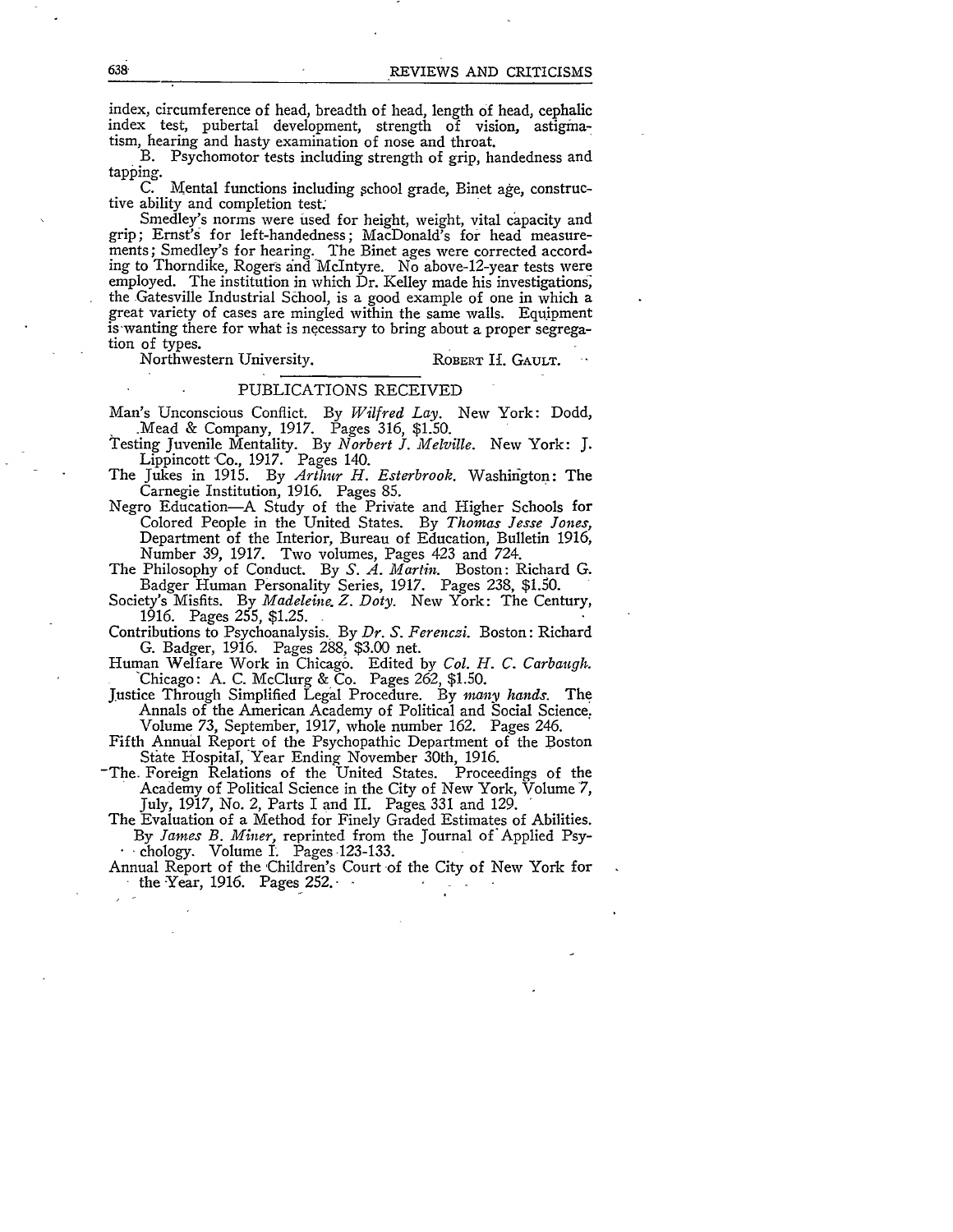index, circumference of head, breadth of head, length of head, cephalic index test, pubertal development, strength of vision, astigmatism, hearing and hasty examination of nose and throat.

B. Psychomotor tests including strength of grip, handedness and tapping.

C. Mental functions including school grade, Binet age, constructive ability and completion test.

Smedley's norms were used for height, weight, vital capacity and grip; Ernst's for left-handedness; MacDonald's for head measurements; Smedley's for hearing. The Binet ages were corrected according to Thorndike, Rogers and McIntyre. No above-12-year tests were employed. The institution in which Dr. Kelley made his investigations, the Gatesville Industrial School, is a good example of one in which a great variety of cases are mingled within the same walls. Equipment is wanting there for what is necessary to bring about a proper segregation of types.

Northwestern University. ROBERT H. GAULT.

## PUBLICATIONS RECEIVED

Man's Unconscious Conflict. By *Wilfred Lay.* New York: Dodd, Mead & Company, 1917. Pages 316, $1.50.

Testing Juvenile Mentality. By *Norbert J. Melville.* New York: J. Lippincott Co., 1917. Pages 140.

The Jukes in 1915. By *Arthur H. Esterbrook.* Washington: The Carnegie Institution, 1916. Pages 85.

Negro Education—A Study of the Private and Higher Schools for Colored People in the United States. By *Thomas Jesse Jones,* Department of the Interior, Bureau of Education, Bulletin 1916, Number 39, 1917. Two volumes, Pages 423 and 724.

The Philosophy of Conduct. By *S. A. Martin.* Boston: Richard G. Badger Human Personality Series, 1917. Pages 238, $1.50.

Society's Misfits. By *Madeleine Z. Doty.* New York: The Century, 1916. Pages 255, $1.25.

Contributions to Psychoanalysis. By *Dr. S. Ferenczi.* Boston: Richard G. Badger, 1916. Pages 288, $3.00 net.

Human Welfare Work in Chicago. Edited by *Col. H. C. Carbaugh.* Chicago: A. C. McClurg & Co. Pages 262, $1.50.

Justice Through Simplified Legal Procedure. By *many hands.* The Annals of the American Academy of Political and Social Science, Volume 73, September, 1917, whole number 162. Pages 246.

Fifth Annual Report of the Psychopathic Department of the Boston State Hospital, Year Ending November 30th, 1916.

The Foreign Relations of the United States. Proceedings of the Academy of Political Science in the City of New York, Volume 7, July, 1917, No. 2, Parts I and II. Pages 331 and 129.

The Evaluation of a Method for Finely Graded Estimates of Abilities. By *James B. Miner,* reprinted from the Journal of Applied Psychology. Volume I. Pages 123-133.

Annual Report of the Children's Court of the City of New York for the Year, 1916. Pages 252.